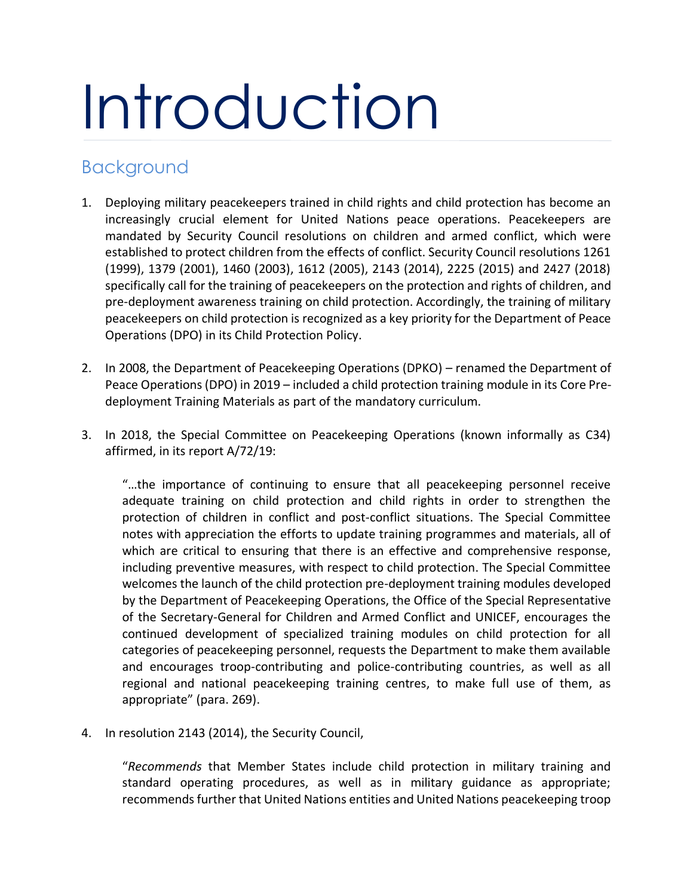# Introduction

## Background

1. Deploying military peacekeepers trained in child rights and child protection has become an increasingly crucial element for United Nations peace operations. Peacekeepers are mandated by Security Council resolutions on children and armed conflict, which were established to protect children from the effects of conflict. Security Council resolutions 1261 (1999), 1379 (2001), 1460 (2003), 1612 (2005), 2143 (2014), 2225 (2015) and 2427 (2018) specifically call for the training of peacekeepers on the protection and rights of children, and pre-deployment awareness training on child protection. Accordingly, the training of military peacekeepers on child protection is recognized as a key priority for the Department of Peace Operations (DPO) in its Child Protection Policy.

2. In 2008, the Department of Peacekeeping Operations (DPKO) – renamed the Department of Peace Operations (DPO) in 2019 – included a child protection training module in its Core Pre-deployment Training Materials as part of the mandatory curriculum.

3. In 2018, the Special Committee on Peacekeeping Operations (known informally as C34) affirmed, in its report A/72/19:

   "…the importance of continuing to ensure that all peacekeeping personnel receive adequate training on child protection and child rights in order to strengthen the protection of children in conflict and post-conflict situations. The Special Committee notes with appreciation the efforts to update training programmes and materials, all of which are critical to ensuring that there is an effective and comprehensive response, including preventive measures, with respect to child protection. The Special Committee welcomes the launch of the child protection pre-deployment training modules developed by the Department of Peacekeeping Operations, the Office of the Special Representative of the Secretary-General for Children and Armed Conflict and UNICEF, encourages the continued development of specialized training modules on child protection for all categories of peacekeeping personnel, requests the Department to make them available and encourages troop-contributing and police-contributing countries, as well as all regional and national peacekeeping training centres, to make full use of them, as appropriate" (para. 269).

4. In resolution 2143 (2014), the Security Council,

   "*Recommends* that Member States include child protection in military training and standard operating procedures, as well as in military guidance as appropriate; recommends further that United Nations entities and United Nations peacekeeping troop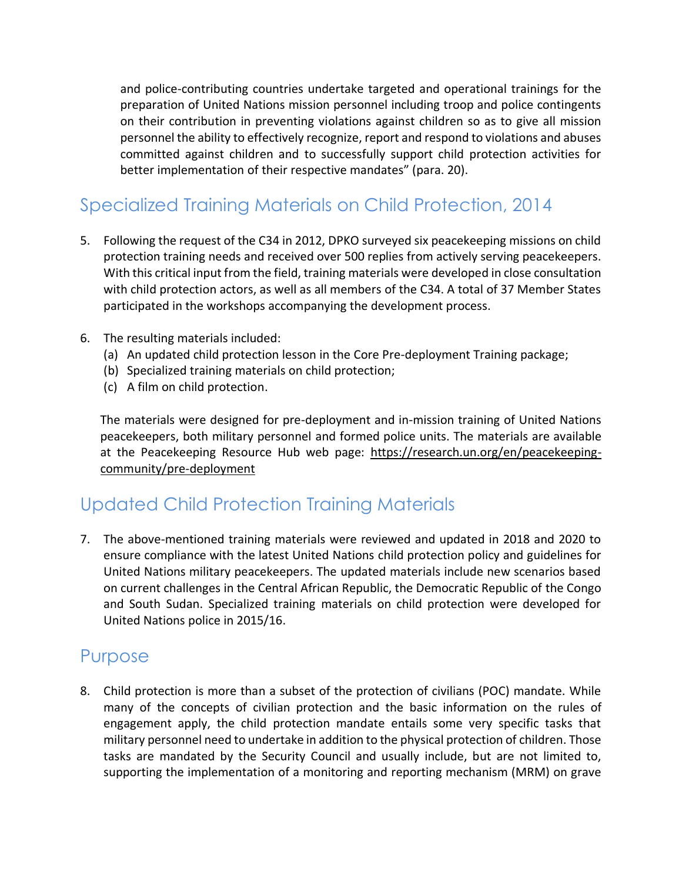and police-contributing countries undertake targeted and operational trainings for the preparation of United Nations mission personnel including troop and police contingents on their contribution in preventing violations against children so as to give all mission personnel the ability to effectively recognize, report and respond to violations and abuses committed against children and to successfully support child protection activities for better implementation of their respective mandates" (para. 20).

## Specialized Training Materials on Child Protection, 2014

5. Following the request of the C34 in 2012, DPKO surveyed six peacekeeping missions on child protection training needs and received over 500 replies from actively serving peacekeepers. With this critical input from the field, training materials were developed in close consultation with child protection actors, as well as all members of the C34. A total of 37 Member States participated in the workshops accompanying the development process.

6. The resulting materials included:
   (a) An updated child protection lesson in the Core Pre-deployment Training package;
   (b) Specialized training materials on child protection;
   (c) A film on child protection.

   The materials were designed for pre-deployment and in-mission training of United Nations peacekeepers, both military personnel and formed police units. The materials are available at the Peacekeeping Resource Hub web page: https://research.un.org/en/peacekeeping-community/pre-deployment

## Updated Child Protection Training Materials

7. The above-mentioned training materials were reviewed and updated in 2018 and 2020 to ensure compliance with the latest United Nations child protection policy and guidelines for United Nations military peacekeepers. The updated materials include new scenarios based on current challenges in the Central African Republic, the Democratic Republic of the Congo and South Sudan. Specialized training materials on child protection were developed for United Nations police in 2015/16.

## Purpose

8. Child protection is more than a subset of the protection of civilians (POC) mandate. While many of the concepts of civilian protection and the basic information on the rules of engagement apply, the child protection mandate entails some very specific tasks that military personnel need to undertake in addition to the physical protection of children. Those tasks are mandated by the Security Council and usually include, but are not limited to, supporting the implementation of a monitoring and reporting mechanism (MRM) on grave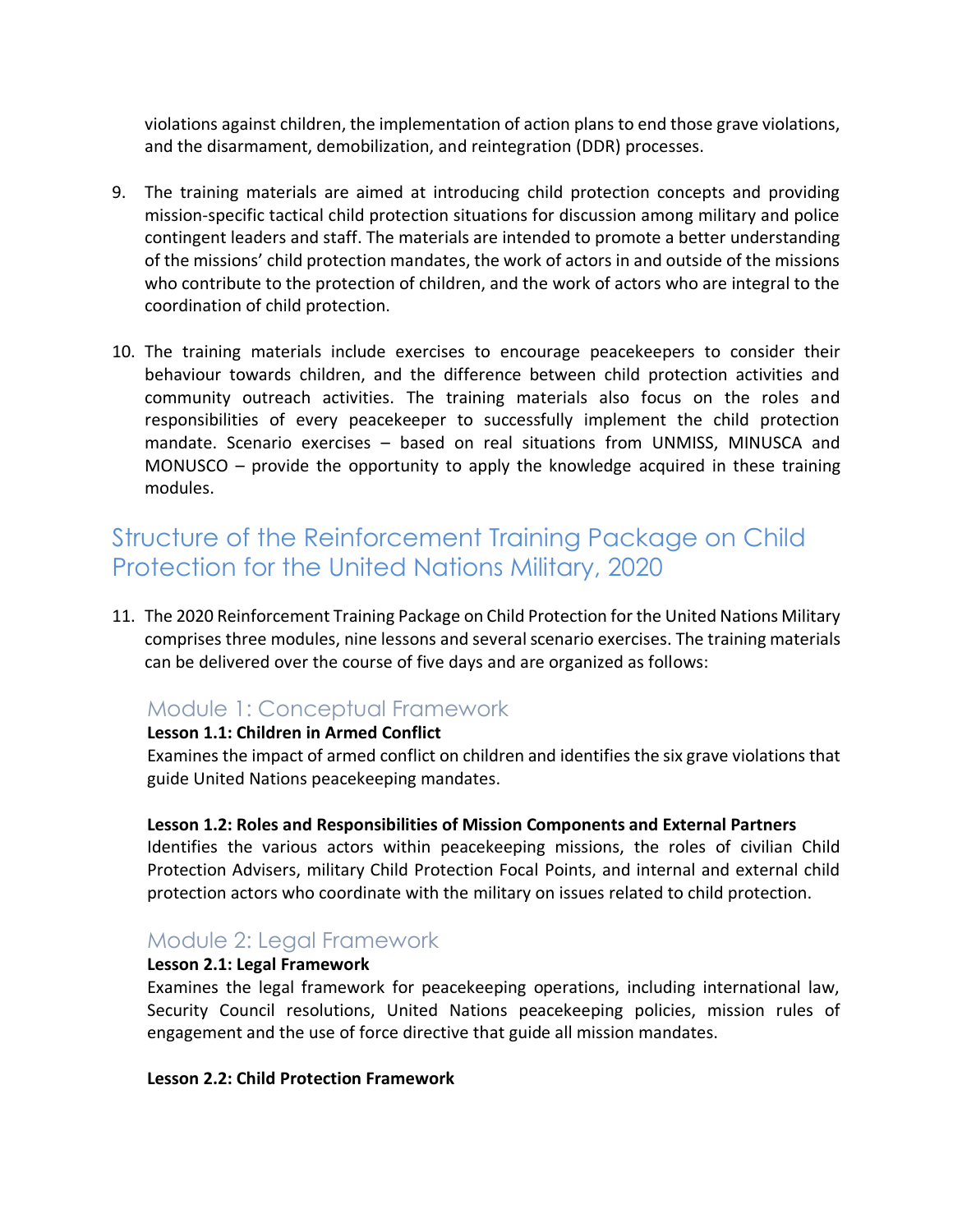violations against children, the implementation of action plans to end those grave violations, and the disarmament, demobilization, and reintegration (DDR) processes.

9. The training materials are aimed at introducing child protection concepts and providing mission-specific tactical child protection situations for discussion among military and police contingent leaders and staff. The materials are intended to promote a better understanding of the missions' child protection mandates, the work of actors in and outside of the missions who contribute to the protection of children, and the work of actors who are integral to the coordination of child protection.

10. The training materials include exercises to encourage peacekeepers to consider their behaviour towards children, and the difference between child protection activities and community outreach activities. The training materials also focus on the roles and responsibilities of every peacekeeper to successfully implement the child protection mandate. Scenario exercises – based on real situations from UNMISS, MINUSCA and MONUSCO – provide the opportunity to apply the knowledge acquired in these training modules.

## Structure of the Reinforcement Training Package on Child Protection for the United Nations Military, 2020

11. The 2020 Reinforcement Training Package on Child Protection for the United Nations Military comprises three modules, nine lessons and several scenario exercises. The training materials can be delivered over the course of five days and are organized as follows:

### Module 1: Conceptual Framework

**Lesson 1.1: Children in Armed Conflict**
Examines the impact of armed conflict on children and identifies the six grave violations that guide United Nations peacekeeping mandates.

**Lesson 1.2: Roles and Responsibilities of Mission Components and External Partners**
Identifies the various actors within peacekeeping missions, the roles of civilian Child Protection Advisers, military Child Protection Focal Points, and internal and external child protection actors who coordinate with the military on issues related to child protection.

### Module 2: Legal Framework

**Lesson 2.1: Legal Framework**
Examines the legal framework for peacekeeping operations, including international law, Security Council resolutions, United Nations peacekeeping policies, mission rules of engagement and the use of force directive that guide all mission mandates.

**Lesson 2.2: Child Protection Framework**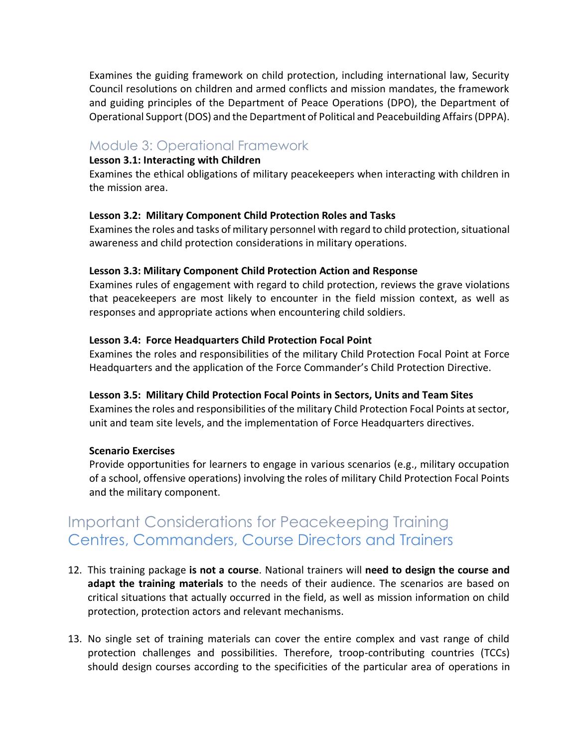Examines the guiding framework on child protection, including international law, Security Council resolutions on children and armed conflicts and mission mandates, the framework and guiding principles of the Department of Peace Operations (DPO), the Department of Operational Support (DOS) and the Department of Political and Peacebuilding Affairs (DPPA).

## Module 3: Operational Framework

**Lesson 3.1: Interacting with Children**

Examines the ethical obligations of military peacekeepers when interacting with children in the mission area.

**Lesson 3.2: Military Component Child Protection Roles and Tasks**

Examines the roles and tasks of military personnel with regard to child protection, situational awareness and child protection considerations in military operations.

**Lesson 3.3: Military Component Child Protection Action and Response**

Examines rules of engagement with regard to child protection, reviews the grave violations that peacekeepers are most likely to encounter in the field mission context, as well as responses and appropriate actions when encountering child soldiers.

**Lesson 3.4: Force Headquarters Child Protection Focal Point**

Examines the roles and responsibilities of the military Child Protection Focal Point at Force Headquarters and the application of the Force Commander's Child Protection Directive.

**Lesson 3.5: Military Child Protection Focal Points in Sectors, Units and Team Sites**

Examines the roles and responsibilities of the military Child Protection Focal Points at sector, unit and team site levels, and the implementation of Force Headquarters directives.

**Scenario Exercises**

Provide opportunities for learners to engage in various scenarios (e.g., military occupation of a school, offensive operations) involving the roles of military Child Protection Focal Points and the military component.

# Important Considerations for Peacekeeping Training Centres, Commanders, Course Directors and Trainers

12. This training package **is not a course**. National trainers will **need to design the course and adapt the training materials** to the needs of their audience. The scenarios are based on critical situations that actually occurred in the field, as well as mission information on child protection, protection actors and relevant mechanisms.

13. No single set of training materials can cover the entire complex and vast range of child protection challenges and possibilities. Therefore, troop-contributing countries (TCCs) should design courses according to the specificities of the particular area of operations in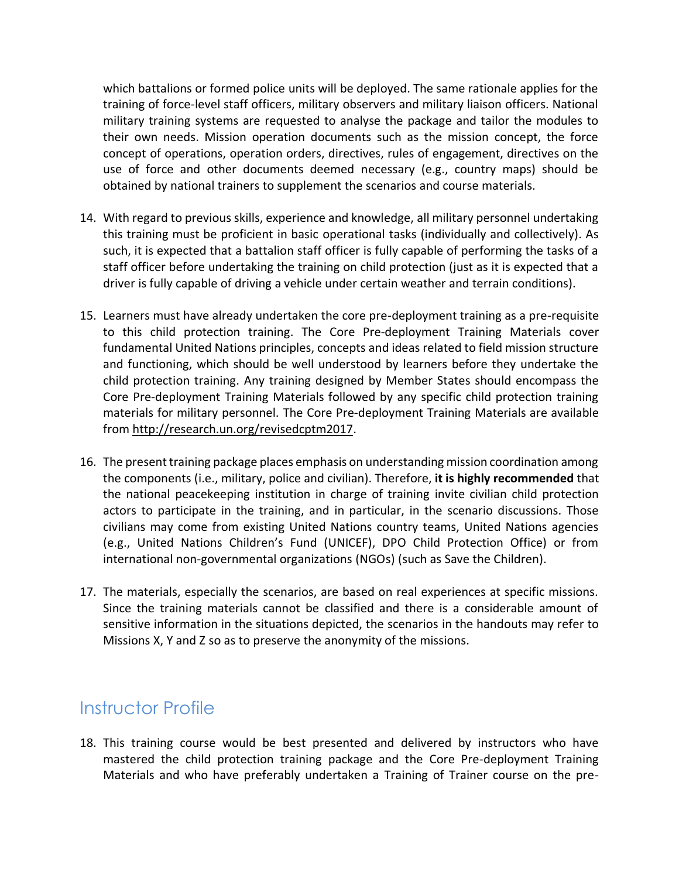which battalions or formed police units will be deployed. The same rationale applies for the training of force-level staff officers, military observers and military liaison officers. National military training systems are requested to analyse the package and tailor the modules to their own needs. Mission operation documents such as the mission concept, the force concept of operations, operation orders, directives, rules of engagement, directives on the use of force and other documents deemed necessary (e.g., country maps) should be obtained by national trainers to supplement the scenarios and course materials.

14. With regard to previous skills, experience and knowledge, all military personnel undertaking this training must be proficient in basic operational tasks (individually and collectively). As such, it is expected that a battalion staff officer is fully capable of performing the tasks of a staff officer before undertaking the training on child protection (just as it is expected that a driver is fully capable of driving a vehicle under certain weather and terrain conditions).

15. Learners must have already undertaken the core pre-deployment training as a pre-requisite to this child protection training. The Core Pre-deployment Training Materials cover fundamental United Nations principles, concepts and ideas related to field mission structure and functioning, which should be well understood by learners before they undertake the child protection training. Any training designed by Member States should encompass the Core Pre-deployment Training Materials followed by any specific child protection training materials for military personnel. The Core Pre-deployment Training Materials are available from http://research.un.org/revisedcptm2017.

16. The present training package places emphasis on understanding mission coordination among the components (i.e., military, police and civilian). Therefore, **it is highly recommended** that the national peacekeeping institution in charge of training invite civilian child protection actors to participate in the training, and in particular, in the scenario discussions. Those civilians may come from existing United Nations country teams, United Nations agencies (e.g., United Nations Children's Fund (UNICEF), DPO Child Protection Office) or from international non-governmental organizations (NGOs) (such as Save the Children).

17. The materials, especially the scenarios, are based on real experiences at specific missions. Since the training materials cannot be classified and there is a considerable amount of sensitive information in the situations depicted, the scenarios in the handouts may refer to Missions X, Y and Z so as to preserve the anonymity of the missions.

## Instructor Profile

18. This training course would be best presented and delivered by instructors who have mastered the child protection training package and the Core Pre-deployment Training Materials and who have preferably undertaken a Training of Trainer course on the pre-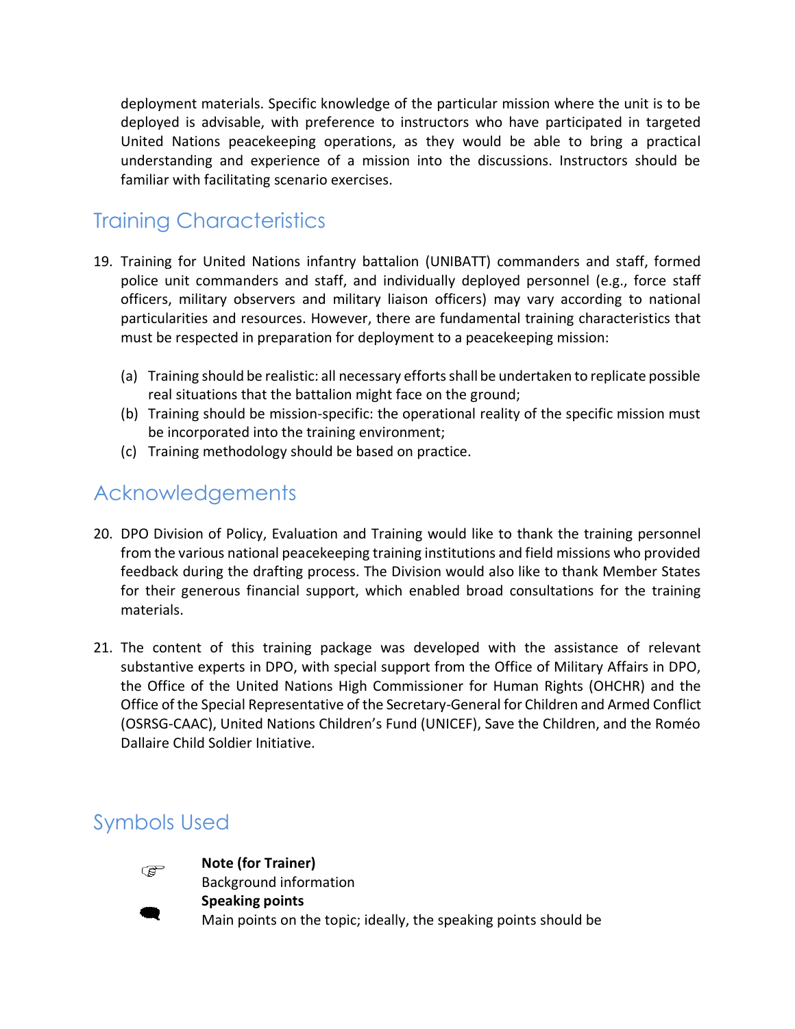deployment materials. Specific knowledge of the particular mission where the unit is to be deployed is advisable, with preference to instructors who have participated in targeted United Nations peacekeeping operations, as they would be able to bring a practical understanding and experience of a mission into the discussions. Instructors should be familiar with facilitating scenario exercises.

## Training Characteristics

19. Training for United Nations infantry battalion (UNIBATT) commanders and staff, formed police unit commanders and staff, and individually deployed personnel (e.g., force staff officers, military observers and military liaison officers) may vary according to national particularities and resources. However, there are fundamental training characteristics that must be respected in preparation for deployment to a peacekeeping mission:

    (a) Training should be realistic: all necessary efforts shall be undertaken to replicate possible real situations that the battalion might face on the ground;
    (b) Training should be mission-specific: the operational reality of the specific mission must be incorporated into the training environment;
    (c) Training methodology should be based on practice.

## Acknowledgements

20. DPO Division of Policy, Evaluation and Training would like to thank the training personnel from the various national peacekeeping training institutions and field missions who provided feedback during the drafting process. The Division would also like to thank Member States for their generous financial support, which enabled broad consultations for the training materials.

21. The content of this training package was developed with the assistance of relevant substantive experts in DPO, with special support from the Office of Military Affairs in DPO, the Office of the United Nations High Commissioner for Human Rights (OHCHR) and the Office of the Special Representative of the Secretary-General for Children and Armed Conflict (OSRSG-CAAC), United Nations Children's Fund (UNICEF), Save the Children, and the Roméo Dallaire Child Soldier Initiative.

## Symbols Used

☞ **Note (for Trainer)**
Background information

🗨 **Speaking points**
Main points on the topic; ideally, the speaking points should be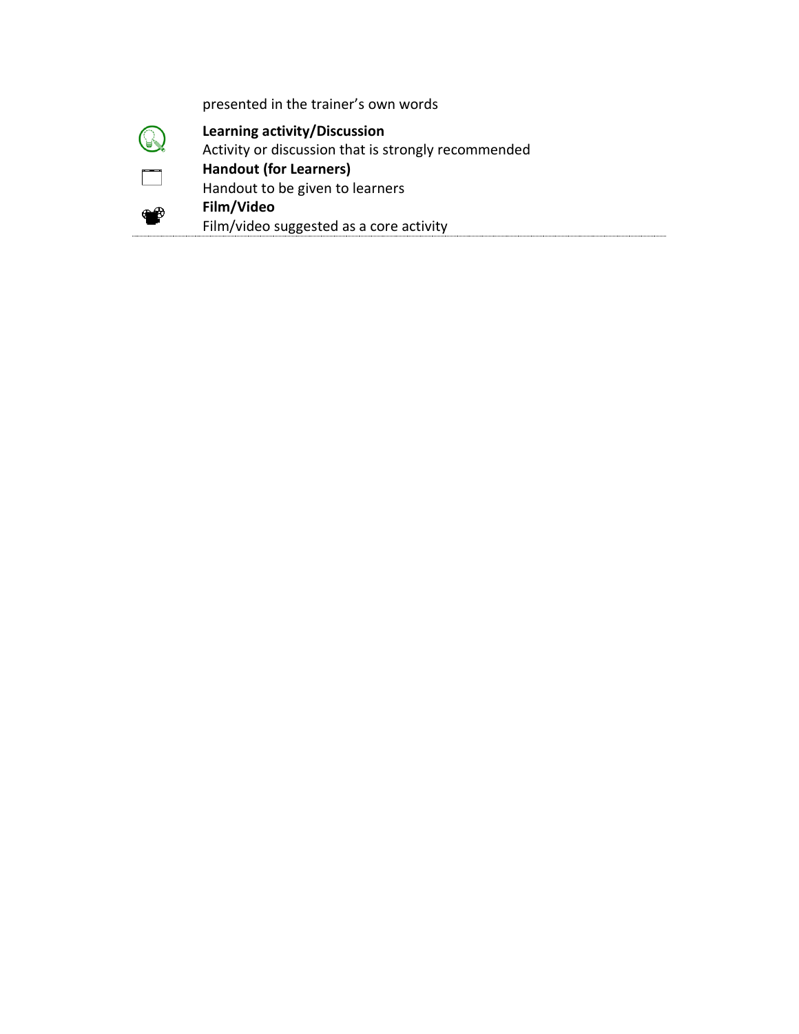presented in the trainer's own words

**Learning activity/Discussion**
Activity or discussion that is strongly recommended

**Handout (for Learners)**
Handout to be given to learners

**Film/Video**
Film/video suggested as a core activity